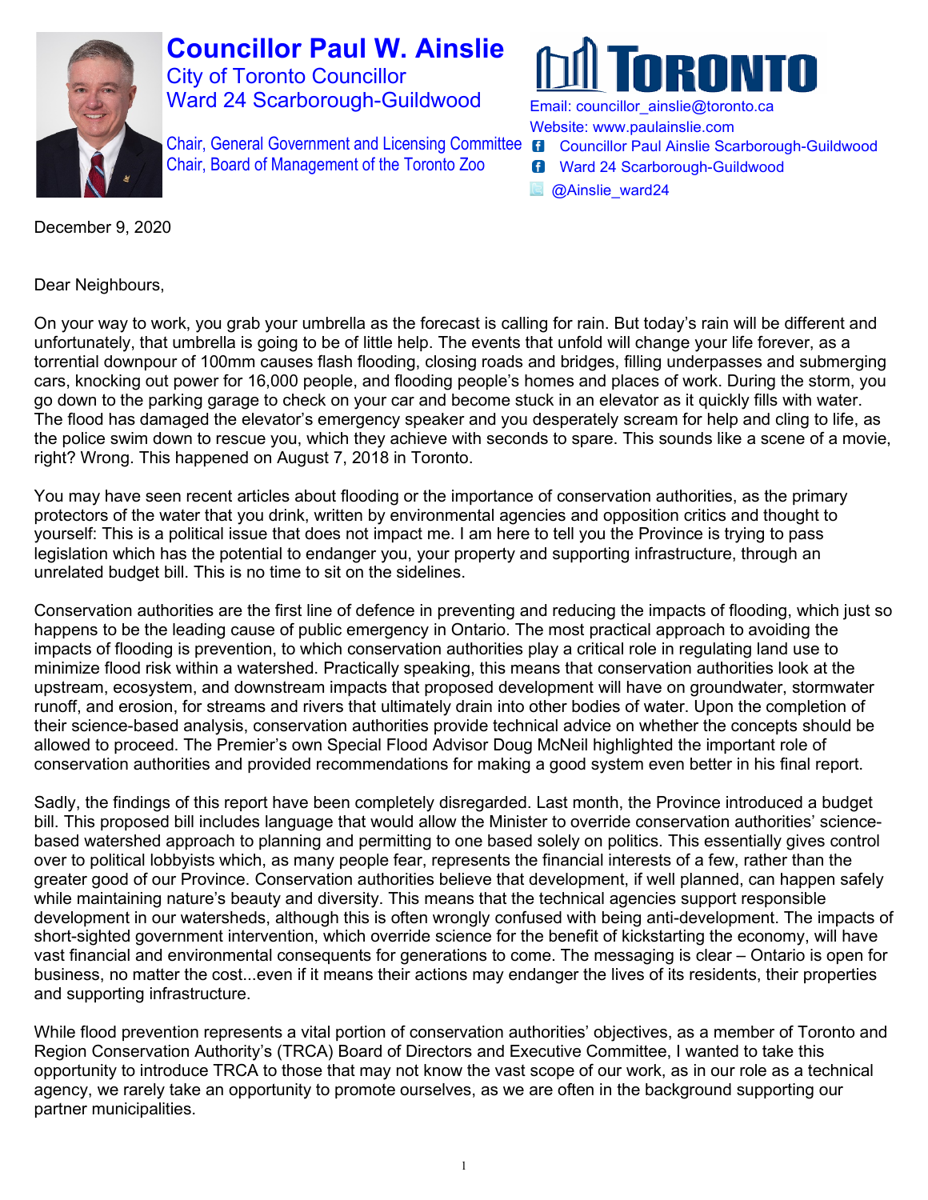# Councillor Paul W. Ainslie

City of Toronto Councillor
Ward 24 Scarborough-Guildwood

Chair, General Government and Licensing Committee
Chair, Board of Management of the Toronto Zoo

**TORONTO**

Email: councillor_ainslie@toronto.ca
Website: www.paulainslie.com
Councillor Paul Ainslie Scarborough-Guildwood
Ward 24 Scarborough-Guildwood
@Ainslie_ward24

December 9, 2020

Dear Neighbours,

On your way to work, you grab your umbrella as the forecast is calling for rain. But today's rain will be different and unfortunately, that umbrella is going to be of little help. The events that unfold will change your life forever, as a torrential downpour of 100mm causes flash flooding, closing roads and bridges, filling underpasses and submerging cars, knocking out power for 16,000 people, and flooding people's homes and places of work. During the storm, you go down to the parking garage to check on your car and become stuck in an elevator as it quickly fills with water. The flood has damaged the elevator's emergency speaker and you desperately scream for help and cling to life, as the police swim down to rescue you, which they achieve with seconds to spare. This sounds like a scene of a movie, right? Wrong. This happened on August 7, 2018 in Toronto.

You may have seen recent articles about flooding or the importance of conservation authorities, as the primary protectors of the water that you drink, written by environmental agencies and opposition critics and thought to yourself: This is a political issue that does not impact me. I am here to tell you the Province is trying to pass legislation which has the potential to endanger you, your property and supporting infrastructure, through an unrelated budget bill. This is no time to sit on the sidelines.

Conservation authorities are the first line of defence in preventing and reducing the impacts of flooding, which just so happens to be the leading cause of public emergency in Ontario. The most practical approach to avoiding the impacts of flooding is prevention, to which conservation authorities play a critical role in regulating land use to minimize flood risk within a watershed. Practically speaking, this means that conservation authorities look at the upstream, ecosystem, and downstream impacts that proposed development will have on groundwater, stormwater runoff, and erosion, for streams and rivers that ultimately drain into other bodies of water. Upon the completion of their science-based analysis, conservation authorities provide technical advice on whether the concepts should be allowed to proceed. The Premier's own Special Flood Advisor Doug McNeil highlighted the important role of conservation authorities and provided recommendations for making a good system even better in his final report.

Sadly, the findings of this report have been completely disregarded. Last month, the Province introduced a budget bill. This proposed bill includes language that would allow the Minister to override conservation authorities' science-based watershed approach to planning and permitting to one based solely on politics. This essentially gives control over to political lobbyists which, as many people fear, represents the financial interests of a few, rather than the greater good of our Province. Conservation authorities believe that development, if well planned, can happen safely while maintaining nature's beauty and diversity. This means that the technical agencies support responsible development in our watersheds, although this is often wrongly confused with being anti-development. The impacts of short-sighted government intervention, which override science for the benefit of kickstarting the economy, will have vast financial and environmental consequents for generations to come. The messaging is clear – Ontario is open for business, no matter the cost...even if it means their actions may endanger the lives of its residents, their properties and supporting infrastructure.

While flood prevention represents a vital portion of conservation authorities' objectives, as a member of Toronto and Region Conservation Authority's (TRCA) Board of Directors and Executive Committee, I wanted to take this opportunity to introduce TRCA to those that may not know the vast scope of our work, as in our role as a technical agency, we rarely take an opportunity to promote ourselves, as we are often in the background supporting our partner municipalities.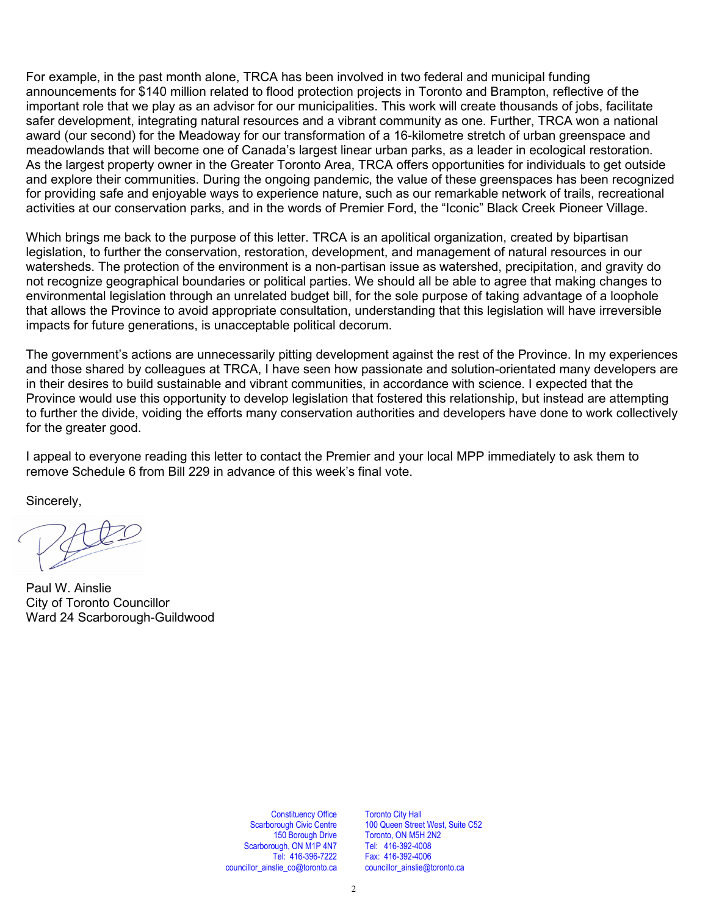For example, in the past month alone, TRCA has been involved in two federal and municipal funding announcements for $140 million related to flood protection projects in Toronto and Brampton, reflective of the important role that we play as an advisor for our municipalities. This work will create thousands of jobs, facilitate safer development, integrating natural resources and a vibrant community as one. Further, TRCA won a national award (our second) for the Meadoway for our transformation of a 16-kilometre stretch of urban greenspace and meadowlands that will become one of Canada's largest linear urban parks, as a leader in ecological restoration. As the largest property owner in the Greater Toronto Area, TRCA offers opportunities for individuals to get outside and explore their communities. During the ongoing pandemic, the value of these greenspaces has been recognized for providing safe and enjoyable ways to experience nature, such as our remarkable network of trails, recreational activities at our conservation parks, and in the words of Premier Ford, the "Iconic" Black Creek Pioneer Village.

Which brings me back to the purpose of this letter. TRCA is an apolitical organization, created by bipartisan legislation, to further the conservation, restoration, development, and management of natural resources in our watersheds. The protection of the environment is a non-partisan issue as watershed, precipitation, and gravity do not recognize geographical boundaries or political parties. We should all be able to agree that making changes to environmental legislation through an unrelated budget bill, for the sole purpose of taking advantage of a loophole that allows the Province to avoid appropriate consultation, understanding that this legislation will have irreversible impacts for future generations, is unacceptable political decorum.

The government's actions are unnecessarily pitting development against the rest of the Province. In my experiences and those shared by colleagues at TRCA, I have seen how passionate and solution-orientated many developers are in their desires to build sustainable and vibrant communities, in accordance with science. I expected that the Province would use this opportunity to develop legislation that fostered this relationship, but instead are attempting to further the divide, voiding the efforts many conservation authorities and developers have done to work collectively for the greater good.

I appeal to everyone reading this letter to contact the Premier and your local MPP immediately to ask them to remove Schedule 6 from Bill 229 in advance of this week's final vote.

Sincerely,

Paul W. Ainslie
City of Toronto Councillor
Ward 24 Scarborough-Guildwood

Constituency Office
Scarborough Civic Centre
150 Borough Drive
Scarborough, ON M1P 4N7
Tel: 416-396-7222
councillor_ainslie_co@toronto.ca

Toronto City Hall
100 Queen Street West, Suite C52
Toronto, ON M5H 2N2
Tel: 416-392-4008
Fax: 416-392-4006
councillor_ainslie@toronto.ca